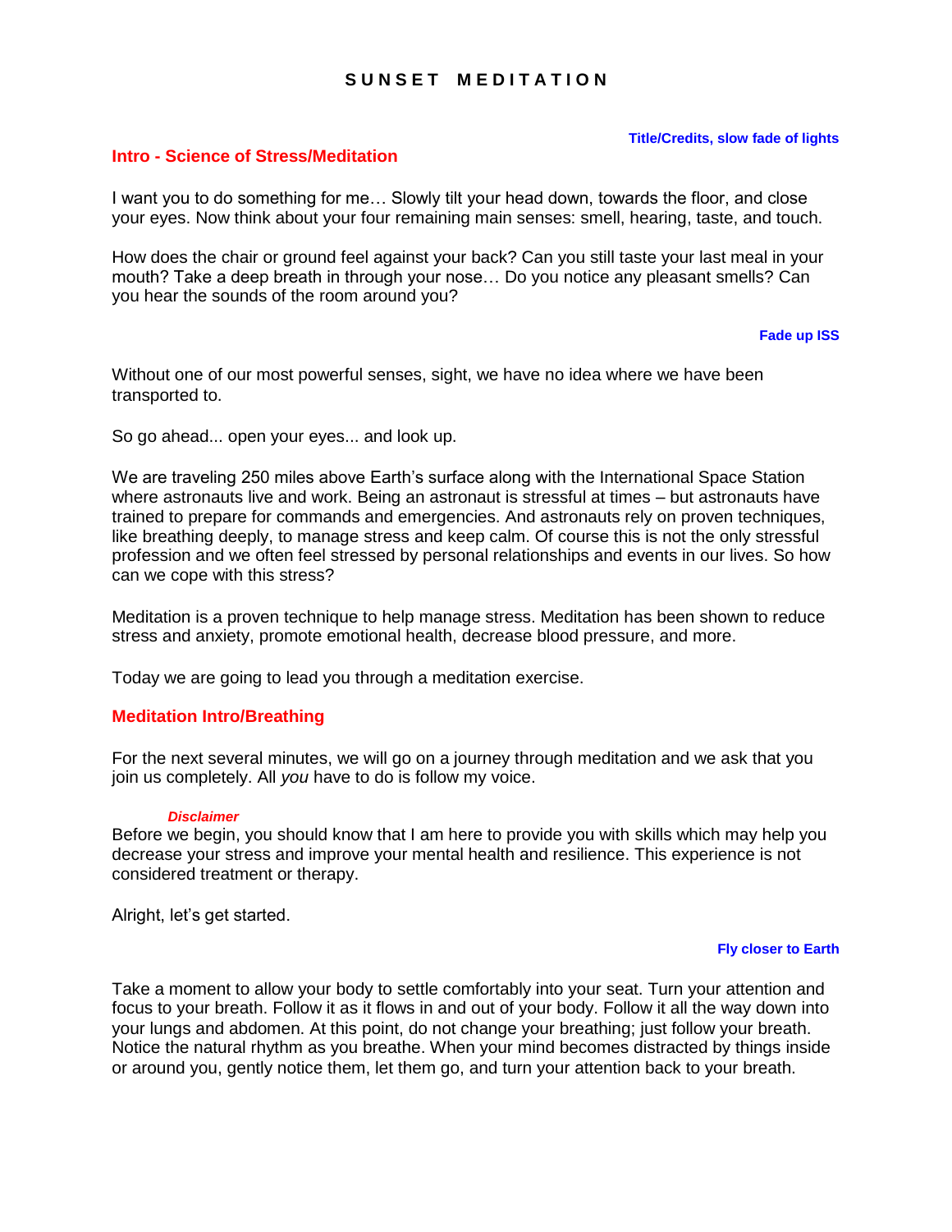# SUNSET MEDITATION

**Title/Credits, slow fade of lights**

## Intro - Science of Stress/Meditation

I want you to do something for me… Slowly tilt your head down, towards the floor, and close your eyes. Now think about your four remaining main senses: smell, hearing, taste, and touch.

How does the chair or ground feel against your back? Can you still taste your last meal in your mouth? Take a deep breath in through your nose… Do you notice any pleasant smells? Can you hear the sounds of the room around you?

**Fade up ISS**

Without one of our most powerful senses, sight, we have no idea where we have been transported to.

So go ahead... open your eyes... and look up.

We are traveling 250 miles above Earth's surface along with the International Space Station where astronauts live and work. Being an astronaut is stressful at times – but astronauts have trained to prepare for commands and emergencies. And astronauts rely on proven techniques, like breathing deeply, to manage stress and keep calm. Of course this is not the only stressful profession and we often feel stressed by personal relationships and events in our lives. So how can we cope with this stress?

Meditation is a proven technique to help manage stress. Meditation has been shown to reduce stress and anxiety, promote emotional health, decrease blood pressure, and more.

Today we are going to lead you through a meditation exercise.

## Meditation Intro/Breathing

For the next several minutes, we will go on a journey through meditation and we ask that you join us completely. All *you* have to do is follow my voice.

***Disclaimer***

Before we begin, you should know that I am here to provide you with skills which may help you decrease your stress and improve your mental health and resilience. This experience is not considered treatment or therapy.

Alright, let's get started.

**Fly closer to Earth**

Take a moment to allow your body to settle comfortably into your seat. Turn your attention and focus to your breath. Follow it as it flows in and out of your body. Follow it all the way down into your lungs and abdomen. At this point, do not change your breathing; just follow your breath. Notice the natural rhythm as you breathe. When your mind becomes distracted by things inside or around you, gently notice them, let them go, and turn your attention back to your breath.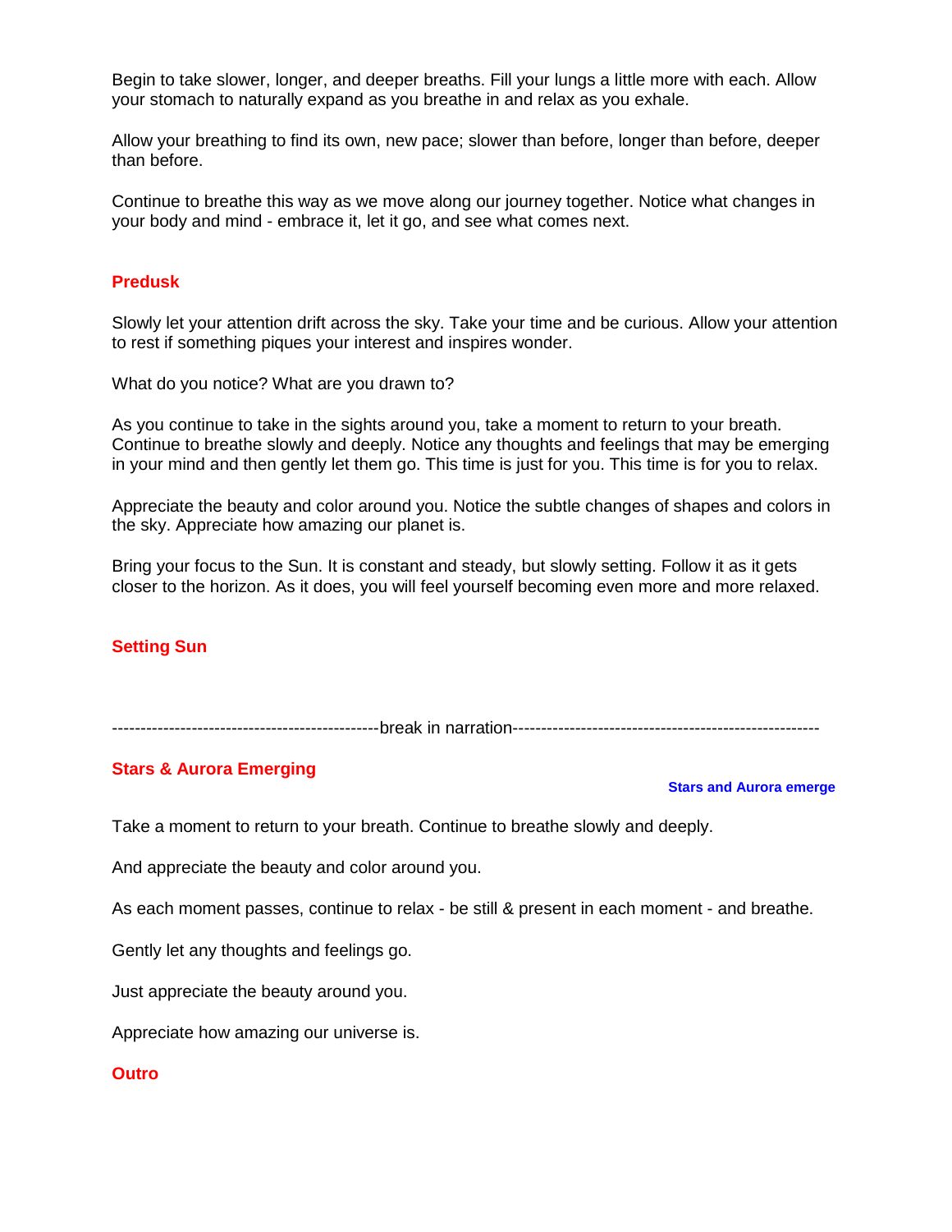Begin to take slower, longer, and deeper breaths. Fill your lungs a little more with each. Allow your stomach to naturally expand as you breathe in and relax as you exhale.

Allow your breathing to find its own, new pace; slower than before, longer than before, deeper than before.

Continue to breathe this way as we move along our journey together. Notice what changes in your body and mind - embrace it, let it go, and see what comes next.

## Predusk

Slowly let your attention drift across the sky. Take your time and be curious. Allow your attention to rest if something piques your interest and inspires wonder.

What do you notice? What are you drawn to?

As you continue to take in the sights around you, take a moment to return to your breath. Continue to breathe slowly and deeply. Notice any thoughts and feelings that may be emerging in your mind and then gently let them go. This time is just for you. This time is for you to relax.

Appreciate the beauty and color around you. Notice the subtle changes of shapes and colors in the sky. Appreciate how amazing our planet is.

Bring your focus to the Sun. It is constant and steady, but slowly setting. Follow it as it gets closer to the horizon. As it does, you will feel yourself becoming even more and more relaxed.

## Setting Sun

----------------------------------------------break in narration-----------------------------------------------------

## Stars & Aurora Emerging

**Stars and Aurora emerge**

Take a moment to return to your breath. Continue to breathe slowly and deeply.

And appreciate the beauty and color around you.

As each moment passes, continue to relax - be still & present in each moment - and breathe.

Gently let any thoughts and feelings go.

Just appreciate the beauty around you.

Appreciate how amazing our universe is.

## Outro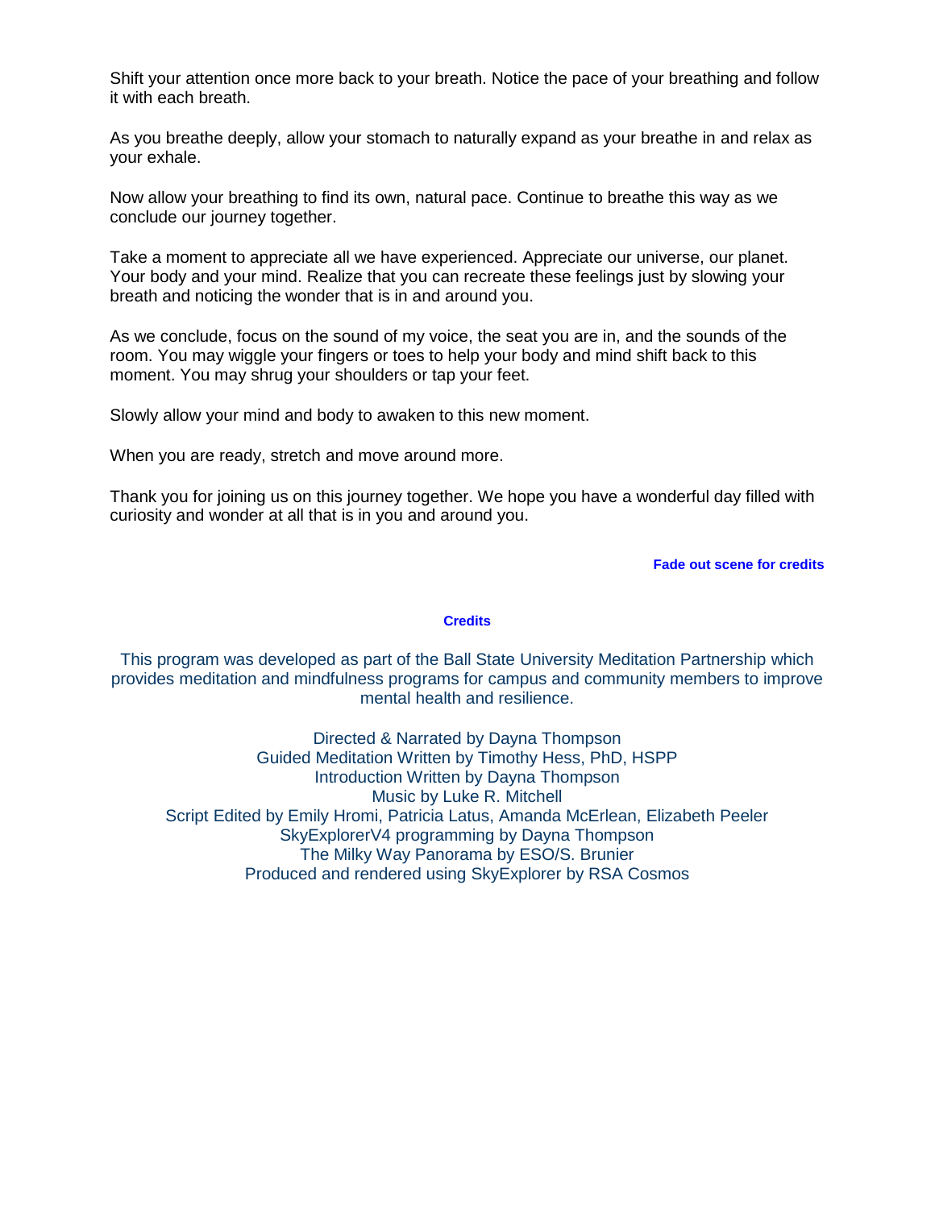Shift your attention once more back to your breath. Notice the pace of your breathing and follow it with each breath.

As you breathe deeply, allow your stomach to naturally expand as your breathe in and relax as your exhale.

Now allow your breathing to find its own, natural pace. Continue to breathe this way as we conclude our journey together.

Take a moment to appreciate all we have experienced. Appreciate our universe, our planet. Your body and your mind. Realize that you can recreate these feelings just by slowing your breath and noticing the wonder that is in and around you.

As we conclude, focus on the sound of my voice, the seat you are in, and the sounds of the room. You may wiggle your fingers or toes to help your body and mind shift back to this moment. You may shrug your shoulders or tap your feet.

Slowly allow your mind and body to awaken to this new moment.

When you are ready, stretch and move around more.

Thank you for joining us on this journey together. We hope you have a wonderful day filled with curiosity and wonder at all that is in you and around you.

**Fade out scene for credits**

**Credits**

This program was developed as part of the Ball State University Meditation Partnership which provides meditation and mindfulness programs for campus and community members to improve mental health and resilience.

Directed & Narrated by Dayna Thompson
Guided Meditation Written by Timothy Hess, PhD, HSPP
Introduction Written by Dayna Thompson
Music by Luke R. Mitchell
Script Edited by Emily Hromi, Patricia Latus, Amanda McErlean, Elizabeth Peeler
SkyExplorerV4 programming by Dayna Thompson
The Milky Way Panorama by ESO/S. Brunier
Produced and rendered using SkyExplorer by RSA Cosmos